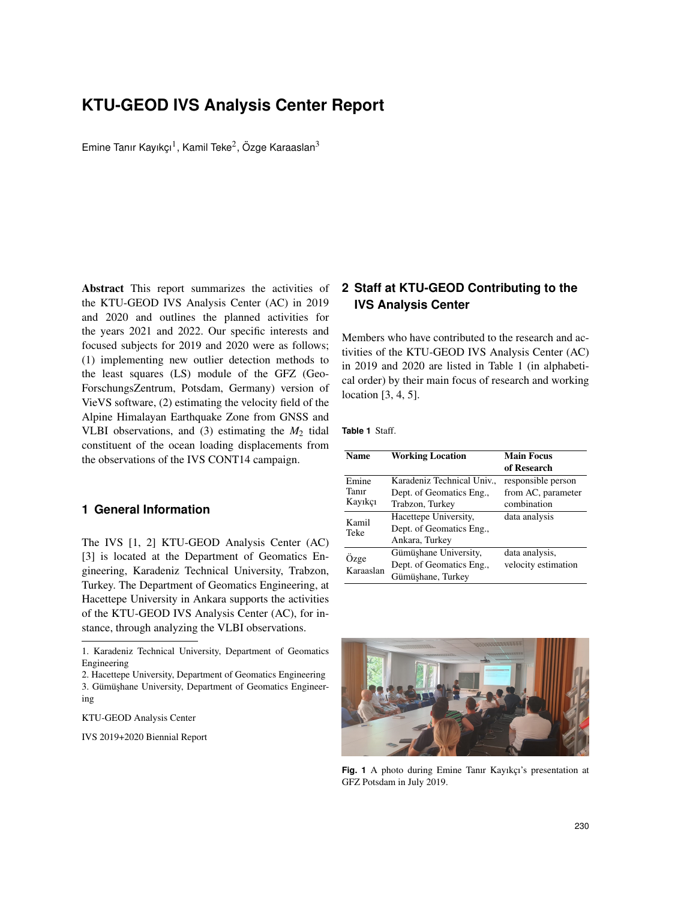# KTU-GEOD IVS Analysis Center Report

Emine Tanır Kayıkçı[1], Kamil Teke[2], Özge Karaaslan[3]

**Abstract** This report summarizes the activities of the KTU-GEOD IVS Analysis Center (AC) in 2019 and 2020 and outlines the planned activities for the years 2021 and 2022. Our specific interests and focused subjects for 2019 and 2020 were as follows; (1) implementing new outlier detection methods to the least squares (LS) module of the GFZ (Geo-ForschungsZentrum, Potsdam, Germany) version of VieVS software, (2) estimating the velocity field of the Alpine Himalayan Earthquake Zone from GNSS and VLBI observations, and (3) estimating the $M_2$ tidal constituent of the ocean loading displacements from the observations of the IVS CONT14 campaign.

## 1 General Information

The IVS [1, 2] KTU-GEOD Analysis Center (AC) [3] is located at the Department of Geomatics Engineering, Karadeniz Technical University, Trabzon, Turkey. The Department of Geomatics Engineering, at Hacettepe University in Ankara supports the activities of the KTU-GEOD IVS Analysis Center (AC), for instance, through analyzing the VLBI observations.

1. Karadeniz Technical University, Department of Geomatics Engineering
2. Hacettepe University, Department of Geomatics Engineering
3. Gümüşhane University, Department of Geomatics Engineering

KTU-GEOD Analysis Center

IVS 2019+2020 Biennial Report

## 2 Staff at KTU-GEOD Contributing to the IVS Analysis Center

Members who have contributed to the research and activities of the KTU-GEOD IVS Analysis Center (AC) in 2019 and 2020 are listed in Table 1 (in alphabetical order) by their main focus of research and working location [3, 4, 5].

**Table 1** Staff.

| Name | Working Location | Main Focus of Research |
|---|---|---|
| Emine Tanır Kayıkçı | Karadeniz Technical Univ., Dept. of Geomatics Eng., Trabzon, Turkey | responsible person from AC, parameter combination |
| Kamil Teke | Hacettepe University, Dept. of Geomatics Eng., Ankara, Turkey | data analysis |
| Özge Karaaslan | Gümüşhane University, Dept. of Geomatics Eng., Gümüşhane, Turkey | data analysis, velocity estimation |

**Fig. 1** A photo during Emine Tanır Kayıkçı's presentation at GFZ Potsdam in July 2019.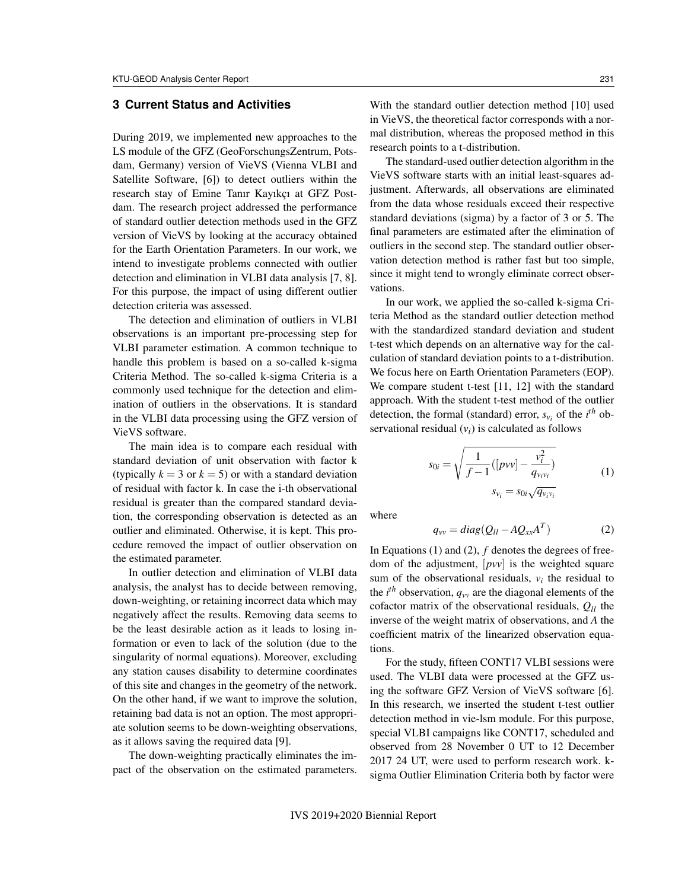## 3 Current Status and Activities

During 2019, we implemented new approaches to the LS module of the GFZ (GeoForschungsZentrum, Potsdam, Germany) version of VieVS (Vienna VLBI and Satellite Software, [6]) to detect outliers within the research stay of Emine Tanır Kayıkçı at GFZ Postdam. The research project addressed the performance of standard outlier detection methods used in the GFZ version of VieVS by looking at the accuracy obtained for the Earth Orientation Parameters. In our work, we intend to investigate problems connected with outlier detection and elimination in VLBI data analysis [7, 8]. For this purpose, the impact of using different outlier detection criteria was assessed.

The detection and elimination of outliers in VLBI observations is an important pre-processing step for VLBI parameter estimation. A common technique to handle this problem is based on a so-called k-sigma Criteria Method. The so-called k-sigma Criteria is a commonly used technique for the detection and elimination of outliers in the observations. It is standard in the VLBI data processing using the GFZ version of VieVS software.

The main idea is to compare each residual with standard deviation of unit observation with factor k (typically $k = 3$ or $k = 5$) or with a standard deviation of residual with factor k. In case the i-th observational residual is greater than the compared standard deviation, the corresponding observation is detected as an outlier and eliminated. Otherwise, it is kept. This procedure removed the impact of outlier observation on the estimated parameter.

In outlier detection and elimination of VLBI data analysis, the analyst has to decide between removing, down-weighting, or retaining incorrect data which may negatively affect the results. Removing data seems to be the least desirable action as it leads to losing information or even to lack of the solution (due to the singularity of normal equations). Moreover, excluding any station causes disability to determine coordinates of this site and changes in the geometry of the network. On the other hand, if we want to improve the solution, retaining bad data is not an option. The most appropriate solution seems to be down-weighting observations, as it allows saving the required data [9].

The down-weighting practically eliminates the impact of the observation on the estimated parameters. With the standard outlier detection method [10] used in VieVS, the theoretical factor corresponds with a normal distribution, whereas the proposed method in this research points to a t-distribution.

The standard-used outlier detection algorithm in the VieVS software starts with an initial least-squares adjustment. Afterwards, all observations are eliminated from the data whose residuals exceed their respective standard deviations (sigma) by a factor of 3 or 5. The final parameters are estimated after the elimination of outliers in the second step. The standard outlier observation detection method is rather fast but too simple, since it might tend to wrongly eliminate correct observations.

In our work, we applied the so-called k-sigma Criteria Method as the standard outlier detection method with the standardized standard deviation and student t-test which depends on an alternative way for the calculation of standard deviation points to a t-distribution. We focus here on Earth Orientation Parameters (EOP). We compare student t-test [11, 12] with the standard approach. With the student t-test method of the outlier detection, the formal (standard) error, $s_{v_i}$ of the $i^{th}$ observational residual ($v_i$) is calculated as follows

$$s_{0i} = \sqrt{\frac{1}{f-1}([pvv] - \frac{v_i^2}{q_{v_i v_i}})} \qquad (1)$$

$$s_{v_i} = s_{0i}\sqrt{q_{v_i v_i}}$$

where

$$q_{vv} = diag(Q_{ll} - AQ_{xx}A^T) \qquad (2)$$

In Equations (1) and (2), $f$ denotes the degrees of freedom of the adjustment, $[pvv]$ is the weighted square sum of the observational residuals, $v_i$ the residual to the $i^{th}$ observation, $q_{vv}$ are the diagonal elements of the cofactor matrix of the observational residuals, $Q_{ll}$ the inverse of the weight matrix of observations, and $A$ the coefficient matrix of the linearized observation equations.

For the study, fifteen CONT17 VLBI sessions were used. The VLBI data were processed at the GFZ using the software GFZ Version of VieVS software [6]. In this research, we inserted the student t-test outlier detection method in vie-lsm module. For this purpose, special VLBI campaigns like CONT17, scheduled and observed from 28 November 0 UT to 12 December 2017 24 UT, were used to perform research work. k-sigma Outlier Elimination Criteria both by factor were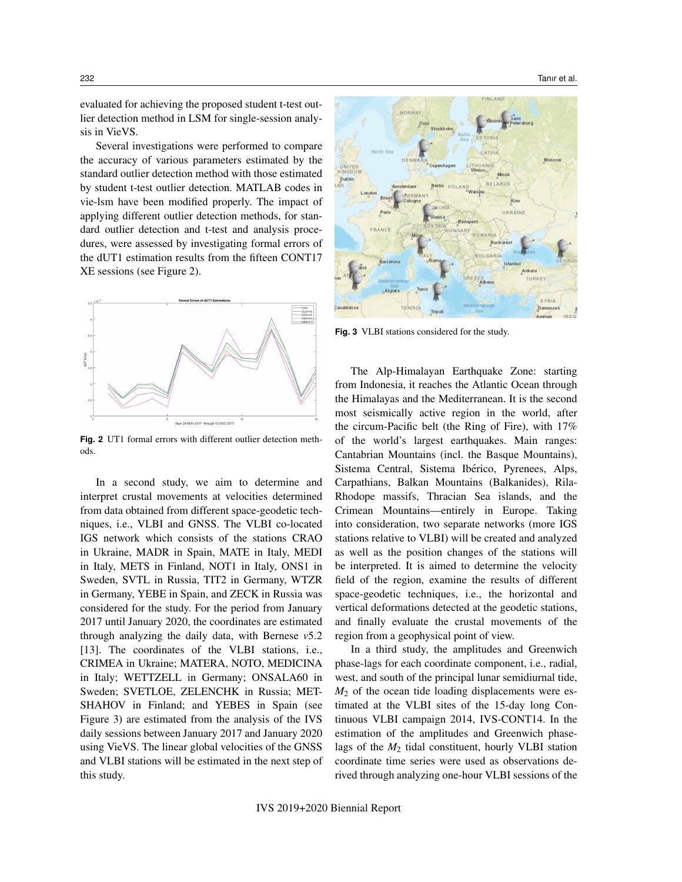evaluated for achieving the proposed student t-test outlier detection method in LSM for single-session analysis in VieVS.

Several investigations were performed to compare the accuracy of various parameters estimated by the standard outlier detection method with those estimated by student t-test outlier detection. MATLAB codes in vie-lsm have been modified properly. The impact of applying different outlier detection methods, for standard outlier detection and t-test and analysis procedures, were assessed by investigating formal errors of the dUT1 estimation results from the fifteen CONT17 XE sessions (see Figure 2).

**Fig. 2** UT1 formal errors with different outlier detection methods.

In a second study, we aim to determine and interpret crustal movements at velocities determined from data obtained from different space-geodetic techniques, i.e., VLBI and GNSS. The VLBI co-located IGS network which consists of the stations CRAO in Ukraine, MADR in Spain, MATE in Italy, MEDI in Italy, METS in Finland, NOT1 in Italy, ONS1 in Sweden, SVTL in Russia, TIT2 in Germany, WTZR in Germany, YEBE in Spain, and ZECK in Russia was considered for the study. For the period from January 2017 until January 2020, the coordinates are estimated through analyzing the daily data, with Bernese *v*5.2 [13]. The coordinates of the VLBI stations, i.e., CRIMEA in Ukraine; MATERA, NOTO, MEDICINA in Italy; WETTZELL in Germany; ONSALA60 in Sweden; SVETLOE, ZELENCHK in Russia; METSHAHOV in Finland; and YEBES in Spain (see Figure 3) are estimated from the analysis of the IVS daily sessions between January 2017 and January 2020 using VieVS. The linear global velocities of the GNSS and VLBI stations will be estimated in the next step of this study.

**Fig. 3** VLBI stations considered for the study.

The Alp-Himalayan Earthquake Zone: starting from Indonesia, it reaches the Atlantic Ocean through the Himalayas and the Mediterranean. It is the second most seismically active region in the world, after the circum-Pacific belt (the Ring of Fire), with 17% of the world's largest earthquakes. Main ranges: Cantabrian Mountains (incl. the Basque Mountains), Sistema Central, Sistema Ibérico, Pyrenees, Alps, Carpathians, Balkan Mountains (Balkanides), Rila-Rhodope massifs, Thracian Sea islands, and the Crimean Mountains—entirely in Europe. Taking into consideration, two separate networks (more IGS stations relative to VLBI) will be created and analyzed as well as the position changes of the stations will be interpreted. It is aimed to determine the velocity field of the region, examine the results of different space-geodetic techniques, i.e., the horizontal and vertical deformations detected at the geodetic stations, and finally evaluate the crustal movements of the region from a geophysical point of view.

In a third study, the amplitudes and Greenwich phase-lags for each coordinate component, i.e., radial, west, and south of the principal lunar semidiurnal tide, $M_2$ of the ocean tide loading displacements were estimated at the VLBI sites of the 15-day long Continuous VLBI campaign 2014, IVS-CONT14. In the estimation of the amplitudes and Greenwich phase-lags of the $M_2$ tidal constituent, hourly VLBI station coordinate time series were used as observations derived through analyzing one-hour VLBI sessions of the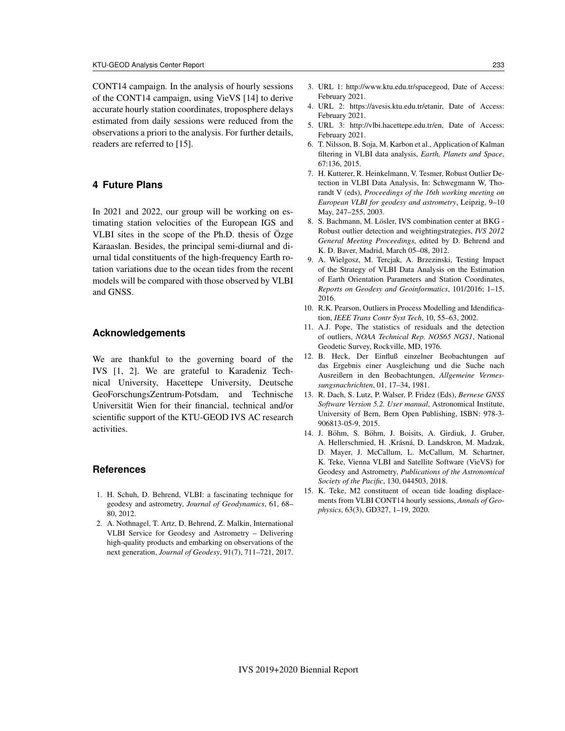CONT14 campaign. In the analysis of hourly sessions of the CONT14 campaign, using VieVS [14] to derive accurate hourly station coordinates, troposphere delays estimated from daily sessions were reduced from the observations a priori to the analysis. For further details, readers are referred to [15].

## 4 Future Plans

In 2021 and 2022, our group will be working on estimating station velocities of the European IGS and VLBI sites in the scope of the Ph.D. thesis of Özge Karaaslan. Besides, the principal semi-diurnal and diurnal tidal constituents of the high-frequency Earth rotation variations due to the ocean tides from the recent models will be compared with those observed by VLBI and GNSS.

## Acknowledgements

We are thankful to the governing board of the IVS [1, 2]. We are grateful to Karadeniz Technical University, Hacettepe University, Deutsche GeoForschungsZentrum-Potsdam, and Technische Universität Wien for their financial, technical and/or scientific support of the KTU-GEOD IVS AC research activities.

## References

1. H. Schuh, D. Behrend, VLBI: a fascinating technique for geodesy and astrometry, *Journal of Geodynamics*, 61, 68–80, 2012.
2. A. Nothnagel, T. Artz, D. Behrend, Z. Malkin, International VLBI Service for Geodesy and Astrometry – Delivering high-quality products and embarking on observations of the next generation, *Journal of Geodesy*, 91(7), 711–721, 2017.
3. URL 1: http://www.ktu.edu.tr/spacegeod, Date of Access: February 2021.
4. URL 2: https://avesis.ktu.edu.tr/etanir, Date of Access: February 2021.
5. URL 3: http://vlbi.hacettepe.edu.tr/en, Date of Access: February 2021.
6. T. Nilsson, B. Soja, M. Karbon et al., Application of Kalman filtering in VLBI data analysis, *Earth, Planets and Space*, 67:136, 2015.
7. H. Kutterer, R. Heinkelmann, V. Tesmer, Robust Outlier Detection in VLBI Data Analysis, In: Schwegmann W, Thorandt V (eds), *Proceedings of the 16th working meeting on European VLBI for geodesy and astrometry*, Leipzig, 9–10 May, 247–255, 2003.
8. S. Bachmann, M. Lösler, IVS combination center at BKG - Robust outlier detection and weightingstrategies, *IVS 2012 General Meeting Proceedings*, edited by D. Behrend and K. D. Baver, Madrid, March 05–08, 2012.
9. A. Wielgosz, M. Tercjak, A. Brzezinski, Testing Impact of the Strategy of VLBI Data Analysis on the Estimation of Earth Orientation Parameters and Station Coordinates, *Reports on Geodesy and Geoinformatics*, 101/2016; 1–15, 2016.
10. R.K. Pearson, Outliers in Process Modelling and Idendification, *IEEE Trans Contr Syst Tech*, 10, 55–63, 2002.
11. A.J. Pope, The statistics of residuals and the detection of outliers, *NOAA Technical Rep. NOS65 NGS1*, National Geodetic Survey, Rockville, MD, 1976.
12. B. Heck, Der Einfluß einzelner Beobachtungen auf das Ergebnis einer Ausgleichung und die Suche nach Ausreißern in den Beobachtungen, *Allgemeine Vermessungsnachrichten*, 01, 17–34, 1981.
13. R. Dach, S. Lutz, P. Walser, P. Fridez (Eds), *Bernese GNSS Software Version 5.2. User manual*, Astronomical Institute, University of Bern, Bern Open Publishing, ISBN: 978-3-906813-05-9, 2015.
14. J. Böhm, S. Böhm, J. Boisits, A. Girdiuk, J. Gruber, A. Hellerschmied, H. ,Krásná, D. Landskron, M. Madzak, D. Mayer, J. McCallum, L. McCallum, M. Schartner, K. Teke, Vienna VLBI and Satellite Software (VieVS) for Geodesy and Astrometry, *Publications of the Astronomical Society of the Pacific*, 130, 044503, 2018.
15. K. Teke, M2 constituent of ocean tide loading displacements from VLBI CONT14 hourly sessions, *Annals of Geophysics*, 63(3), GD327, 1–19, 2020.